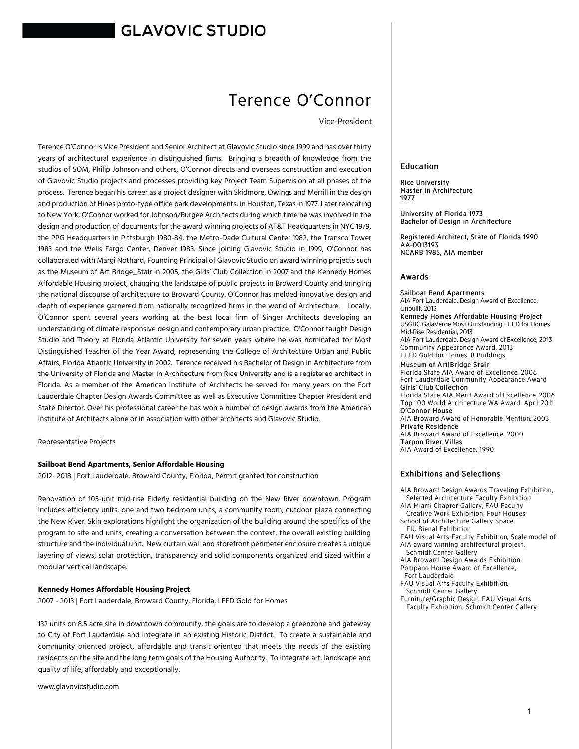# GLAVOVIC STUDIO

## Terence O'Connor

Vice-President

Terence O'Connor is Vice President and Senior Architect at Glavovic Studio since 1999 and has over thirty years of architectural experience in distinguished firms. Bringing a breadth of knowledge from the studios of SOM, Philip Johnson and others, O'Connor directs and overseas construction and execution of Glavovic Studio projects and processes providing key Project Team Supervision at all phases of the process. Terence began his career as a project designer with Skidmore, Owings and Merrill in the design and production of Hines proto-type office park developments, in Houston, Texas in 1977. Later relocating to New York, O'Connor worked for Johnson/Burgee Architects during which time he was involved in the design and production of documents for the award winning projects of AT&T Headquarters in NYC 1979, the PPG Headquarters in Pittsburgh 1980-84, the Metro-Dade Cultural Center 1982, the Transco Tower 1983 and the Wells Fargo Center, Denver 1983. Since joining Glavovic Studio in 1999, O'Connor has collaborated with Margi Nothard, Founding Principal of Glavovic Studio on award winning projects such as the Museum of Art Bridge_Stair in 2005, the Girls' Club Collection in 2007 and the Kennedy Homes Affordable Housing project, changing the landscape of public projects in Broward County and bringing the national discourse of architecture to Broward County. O'Connor has melded innovative design and depth of experience garnered from nationally recognized firms in the world of Architecture. Locally, O'Connor spent several years working at the best local firm of Singer Architects developing an understanding of climate responsive design and contemporary urban practice. O'Connor taught Design Studio and Theory at Florida Atlantic University for seven years where he was nominated for Most Distinguished Teacher of the Year Award, representing the College of Architecture Urban and Public Affairs, Florida Atlantic University in 2002. Terence received his Bachelor of Design in Architecture from the University of Florida and Master in Architecture from Rice University and is a registered architect in Florida. As a member of the American Institute of Architects he served for many years on the Fort Lauderdale Chapter Design Awards Committee as well as Executive Committee Chapter President and State Director. Over his professional career he has won a number of design awards from the American Institute of Architects alone or in association with other architects and Glavovic Studio.

Representative Projects

**Sailboat Bend Apartments, Senior Affordable Housing**

2012- 2018 | Fort Lauderdale, Broward County, Florida, Permit granted for construction

Renovation of 105-unit mid-rise Elderly residential building on the New River downtown. Program includes efficiency units, one and two bedroom units, a community room, outdoor plaza connecting the New River. Skin explorations highlight the organization of the building around the specifics of the program to site and units, creating a conversation between the context, the overall existing building structure and the individual unit. New curtain wall and storefront perimeter enclosure creates a unique layering of views, solar protection, transparency and solid components organized and sized within a modular vertical landscape.

**Kennedy Homes Affordable Housing Project**

2007 - 2013 | Fort Lauderdale, Broward County, Florida, LEED Gold for Homes

132 units on 8.5 acre site in downtown community, the goals are to develop a greenzone and gateway to City of Fort Lauderdale and integrate in an existing Historic District. To create a sustainable and community oriented project, affordable and transit oriented that meets the needs of the existing residents on the site and the long term goals of the Housing Authority. To integrate art, landscape and quality of life, affordably and exceptionally.

www.glavovicstudio.com

### Education

Rice University
Master in Architecture
1977

University of Florida 1973
Bachelor of Design in Architecture

Registered Architect, State of Florida 1990
AA-0013193
NCARB 1985, AIA member

### Awards

**Sailboat Bend Apartments**
AIA Fort Lauderdale, Design Award of Excellence, Unbuilt, 2013

**Kennedy Homes Affordable Housing Project**
USGBC GalaVerde Most Outstanding LEED for Homes Mid-Rise Residential, 2013
AIA Fort Lauderdale, Design Award of Excellence, 2013
Community Appearance Award, 2013
LEED Gold for Homes, 8 Buildings

**Museum of Art|Bridge-Stair**
Florida State AIA Award of Excellence, 2006
Fort Lauderdale Community Appearance Award

**Girls' Club Collection**
Florida State AIA Merit Award of Excellence, 2006
Top 100 World Architecture WA Award, April 2011

**O'Connor House**
AIA Broward Award of Honorable Mention, 2003

**Private Residence**
AIA Broward Award of Excellence, 2000

**Tarpon River Villas**
AIA Award of Excellence, 1990

### Exhibitions and Selections

AIA Broward Design Awards Traveling Exhibition, Selected Architecture Faculty Exhibition
AIA Miami Chapter Gallery, FAU Faculty Creative Work Exhibition: Four Houses
School of Architecture Gallery Space, FIU Bienal Exhibition
FAU Visual Arts Faculty Exhibition, Scale model of AIA award winning architectural project, Schmidt Center Gallery
AIA Broward Design Awards Exhibition
Pompano House Award of Excellence, Fort Lauderdale
FAU Visual Arts Faculty Exhibition, Schmidt Center Gallery
Furniture/Graphic Design, FAU Visual Arts Faculty Exhibition, Schmidt Center Gallery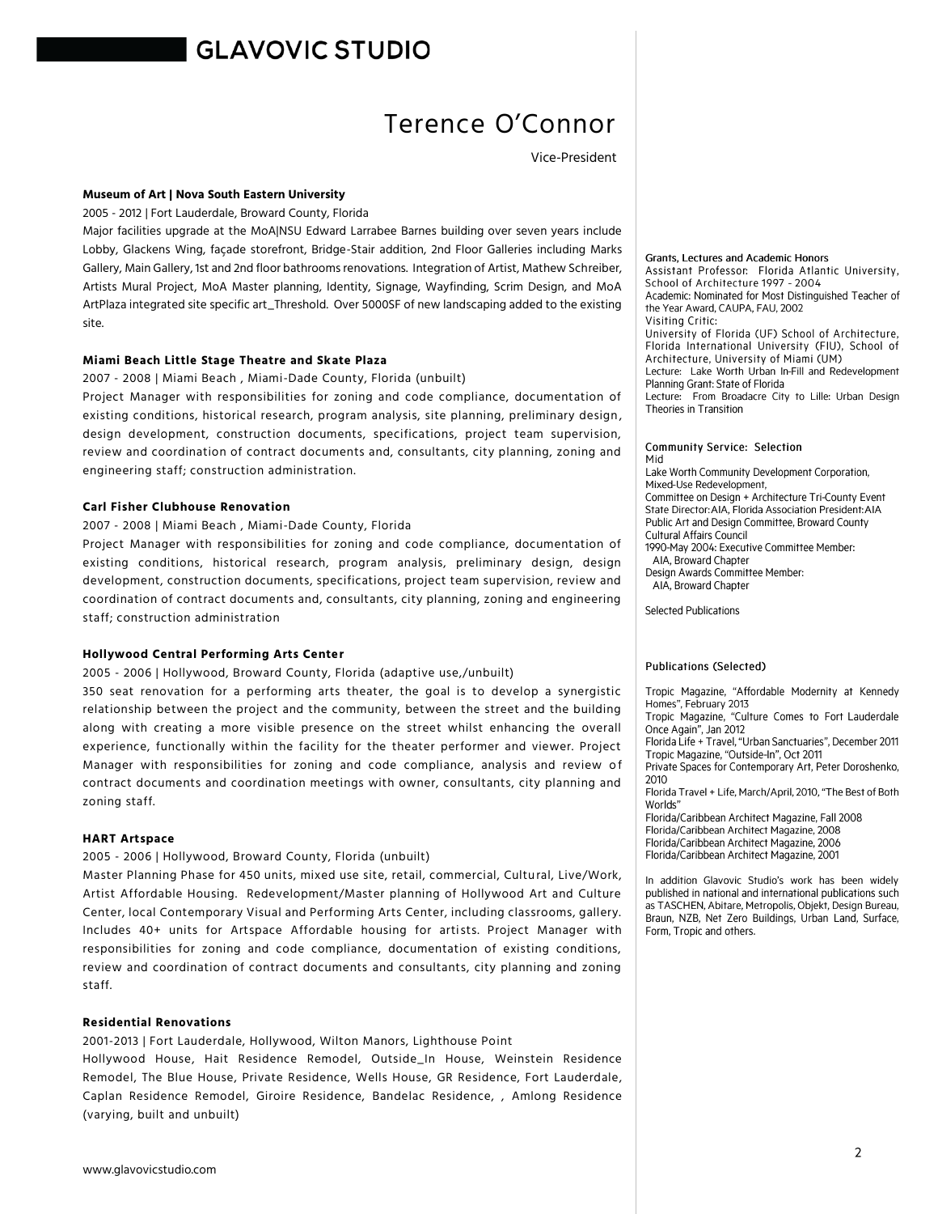# GLAVOVIC STUDIO

## Terence O'Connor

Vice-President

**Museum of Art | Nova South Eastern University**

2005 - 2012 | Fort Lauderdale, Broward County, Florida

Major facilities upgrade at the MoA|NSU Edward Larrabee Barnes building over seven years include Lobby, Glackens Wing, façade storefront, Bridge-Stair addition, 2nd Floor Galleries including Marks Gallery, Main Gallery, 1st and 2nd floor bathrooms renovations. Integration of Artist, Mathew Schreiber, Artists Mural Project, MoA Master planning, Identity, Signage, Wayfinding, Scrim Design, and MoA ArtPlaza integrated site specific art_Threshold. Over 5000SF of new landscaping added to the existing site.

**Miami Beach Little Stage Theatre and Skate Plaza**

2007 - 2008 | Miami Beach , Miami-Dade County, Florida (unbuilt)

Project Manager with responsibilities for zoning and code compliance, documentation of existing conditions, historical research, program analysis, site planning, preliminary design, design development, construction documents, specifications, project team supervision, review and coordination of contract documents and, consultants, city planning, zoning and engineering staff; construction administration.

**Carl Fisher Clubhouse Renovation**

2007 - 2008 | Miami Beach , Miami-Dade County, Florida

Project Manager with responsibilities for zoning and code compliance, documentation of existing conditions, historical research, program analysis, preliminary design, design development, construction documents, specifications, project team supervision, review and coordination of contract documents and, consultants, city planning, zoning and engineering staff; construction administration

**Hollywood Central Performing Arts Center**

2005 - 2006 | Hollywood, Broward County, Florida (adaptive use,/unbuilt)

350 seat renovation for a performing arts theater, the goal is to develop a synergistic relationship between the project and the community, between the street and the building along with creating a more visible presence on the street whilst enhancing the overall experience, functionally within the facility for the theater performer and viewer. Project Manager with responsibilities for zoning and code compliance, analysis and review of contract documents and coordination meetings with owner, consultants, city planning and zoning staff.

**HART Artspace**

2005 - 2006 | Hollywood, Broward County, Florida (unbuilt)

Master Planning Phase for 450 units, mixed use site, retail, commercial, Cultural, Live/Work, Artist Affordable Housing. Redevelopment/Master planning of Hollywood Art and Culture Center, local Contemporary Visual and Performing Arts Center, including classrooms, gallery. Includes 40+ units for Artspace Affordable housing for artists. Project Manager with responsibilities for zoning and code compliance, documentation of existing conditions, review and coordination of contract documents and consultants, city planning and zoning staff.

**Residential Renovations**

2001-2013 | Fort Lauderdale, Hollywood, Wilton Manors, Lighthouse Point

Hollywood House, Hait Residence Remodel, Outside_In House, Weinstein Residence Remodel, The Blue House, Private Residence, Wells House, GR Residence, Fort Lauderdale, Caplan Residence Remodel, Giroire Residence, Bandelac Residence, , Amlong Residence (varying, built and unbuilt)

**Grants, Lectures and Academic Honors**

Assistant Professor: Florida Atlantic University, School of Architecture 1997 - 2004
Academic: Nominated for Most Distinguished Teacher of the Year Award, CAUPA, FAU, 2002
Visiting Critic:
University of Florida (UF) School of Architecture, Florida International University (FIU), School of Architecture, University of Miami (UM)
Lecture: Lake Worth Urban In-Fill and Redevelopment Planning Grant: State of Florida
Lecture: From Broadacre City to Lille: Urban Design Theories in Transition

**Community Service: Selection**

Mid
Lake Worth Community Development Corporation, Mixed-Use Redevelopment,
Committee on Design + Architecture Tri-County Event
State Director:AIA, Florida Association President:AIA
Public Art and Design Committee, Broward County Cultural Affairs Council
1990-May 2004: Executive Committee Member:
AIA, Broward Chapter
Design Awards Committee Member:
AIA, Broward Chapter

Selected Publications

**Publications (Selected)**

Tropic Magazine, "Affordable Modernity at Kennedy Homes", February 2013
Tropic Magazine, "Culture Comes to Fort Lauderdale Once Again", Jan 2012
Florida Life + Travel, "Urban Sanctuaries", December 2011
Tropic Magazine, "Outside-In", Oct 2011
Private Spaces for Contemporary Art, Peter Doroshenko, 2010
Florida Travel + Life, March/April, 2010, "The Best of Both Worlds"
Florida/Caribbean Architect Magazine, Fall 2008
Florida/Caribbean Architect Magazine, 2008
Florida/Caribbean Architect Magazine, 2006
Florida/Caribbean Architect Magazine, 2001

In addition Glavovic Studio's work has been widely published in national and international publications such as TASCHEN, Abitare, Metropolis, Objekt, Design Bureau, Braun, NZB, Net Zero Buildings, Urban Land, Surface, Form, Tropic and others.

www.glavovicstudio.com